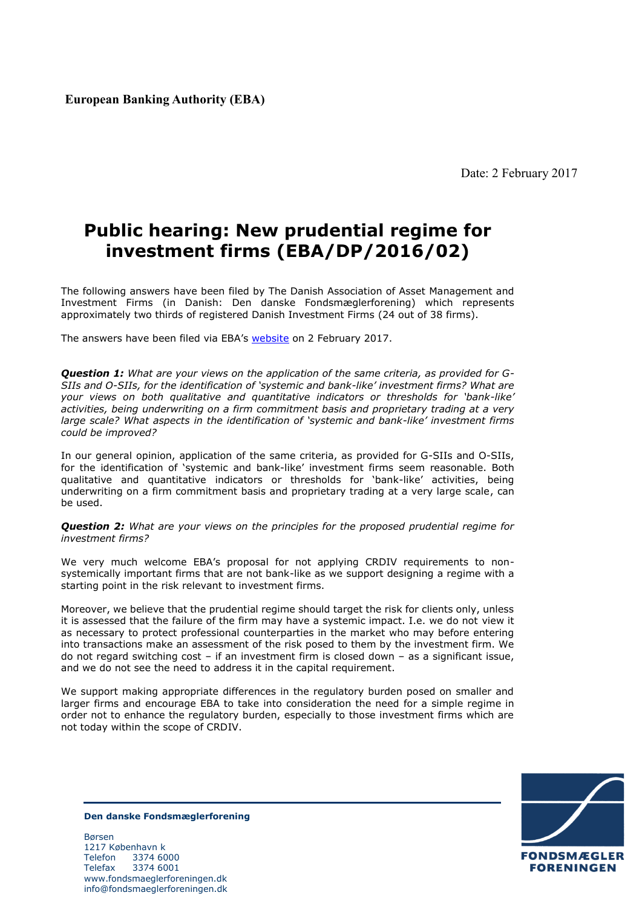**European Banking Authority (EBA)**

Date: 2 February 2017

# Public hearing: New prudential regime for investment firms (EBA/DP/2016/02)

The following answers have been filed by The Danish Association of Asset Management and Investment Firms (in Danish: Den danske Fondsmæglerforening) which represents approximately two thirds of registered Danish Investment Firms (24 out of 38 firms).

The answers have been filed via EBA's website on 2 February 2017.

***Question 1:*** *What are your views on the application of the same criteria, as provided for G-SIIs and O-SIIs, for the identification of 'systemic and bank-like' investment firms? What are your views on both qualitative and quantitative indicators or thresholds for 'bank-like' activities, being underwriting on a firm commitment basis and proprietary trading at a very large scale? What aspects in the identification of 'systemic and bank-like' investment firms could be improved?*

In our general opinion, application of the same criteria, as provided for G-SIIs and O-SIIs, for the identification of 'systemic and bank-like' investment firms seem reasonable. Both qualitative and quantitative indicators or thresholds for 'bank-like' activities, being underwriting on a firm commitment basis and proprietary trading at a very large scale, can be used.

***Question 2:*** *What are your views on the principles for the proposed prudential regime for investment firms?*

We very much welcome EBA's proposal for not applying CRDIV requirements to non-systemically important firms that are not bank-like as we support designing a regime with a starting point in the risk relevant to investment firms.

Moreover, we believe that the prudential regime should target the risk for clients only, unless it is assessed that the failure of the firm may have a systemic impact. I.e. we do not view it as necessary to protect professional counterparties in the market who may before entering into transactions make an assessment of the risk posed to them by the investment firm. We do not regard switching cost – if an investment firm is closed down – as a significant issue, and we do not see the need to address it in the capital requirement.

We support making appropriate differences in the regulatory burden posed on smaller and larger firms and encourage EBA to take into consideration the need for a simple regime in order not to enhance the regulatory burden, especially to those investment firms which are not today within the scope of CRDIV.

**Den danske Fondsmæglerforening**

Børsen
1217 København k
Telefon 3374 6000
Telefax 3374 6001
www.fondsmaeglerforeningen.dk
info@fondsmaeglerforeningen.dk

FONDSMÆGLER FORENINGEN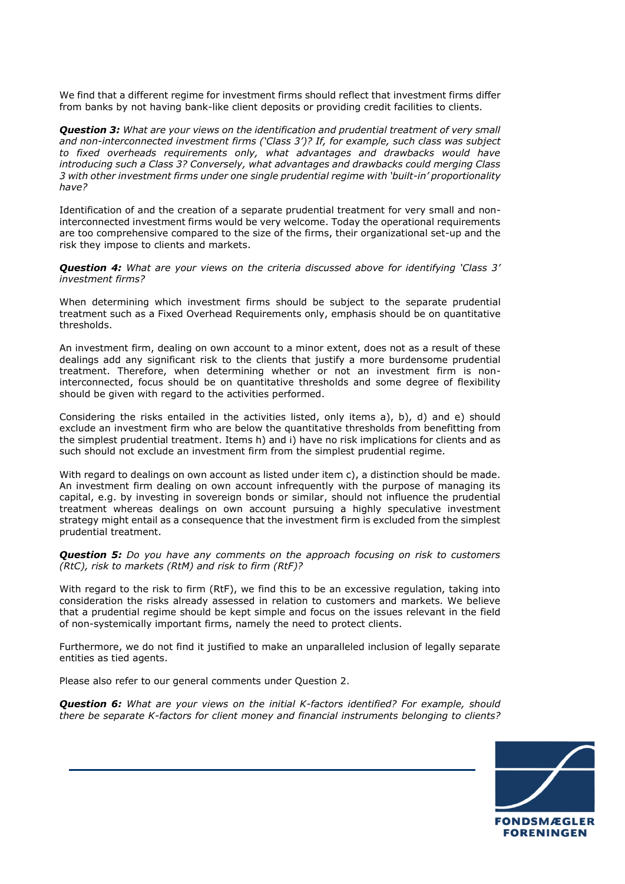We find that a different regime for investment firms should reflect that investment firms differ from banks by not having bank-like client deposits or providing credit facilities to clients.

***Question 3:*** *What are your views on the identification and prudential treatment of very small and non-interconnected investment firms ('Class 3')? If, for example, such class was subject to fixed overheads requirements only, what advantages and drawbacks would have introducing such a Class 3? Conversely, what advantages and drawbacks could merging Class 3 with other investment firms under one single prudential regime with 'built-in' proportionality have?*

Identification of and the creation of a separate prudential treatment for very small and non-interconnected investment firms would be very welcome. Today the operational requirements are too comprehensive compared to the size of the firms, their organizational set-up and the risk they impose to clients and markets.

***Question 4:*** *What are your views on the criteria discussed above for identifying 'Class 3' investment firms?*

When determining which investment firms should be subject to the separate prudential treatment such as a Fixed Overhead Requirements only, emphasis should be on quantitative thresholds.

An investment firm, dealing on own account to a minor extent, does not as a result of these dealings add any significant risk to the clients that justify a more burdensome prudential treatment. Therefore, when determining whether or not an investment firm is non-interconnected, focus should be on quantitative thresholds and some degree of flexibility should be given with regard to the activities performed.

Considering the risks entailed in the activities listed, only items a), b), d) and e) should exclude an investment firm who are below the quantitative thresholds from benefitting from the simplest prudential treatment. Items h) and i) have no risk implications for clients and as such should not exclude an investment firm from the simplest prudential regime.

With regard to dealings on own account as listed under item c), a distinction should be made. An investment firm dealing on own account infrequently with the purpose of managing its capital, e.g. by investing in sovereign bonds or similar, should not influence the prudential treatment whereas dealings on own account pursuing a highly speculative investment strategy might entail as a consequence that the investment firm is excluded from the simplest prudential treatment.

***Question 5:*** *Do you have any comments on the approach focusing on risk to customers (RtC), risk to markets (RtM) and risk to firm (RtF)?*

With regard to the risk to firm (RtF), we find this to be an excessive regulation, taking into consideration the risks already assessed in relation to customers and markets. We believe that a prudential regime should be kept simple and focus on the issues relevant in the field of non-systemically important firms, namely the need to protect clients.

Furthermore, we do not find it justified to make an unparalleled inclusion of legally separate entities as tied agents.

Please also refer to our general comments under Question 2.

***Question 6:*** *What are your views on the initial K-factors identified? For example, should there be separate K-factors for client money and financial instruments belonging to clients?*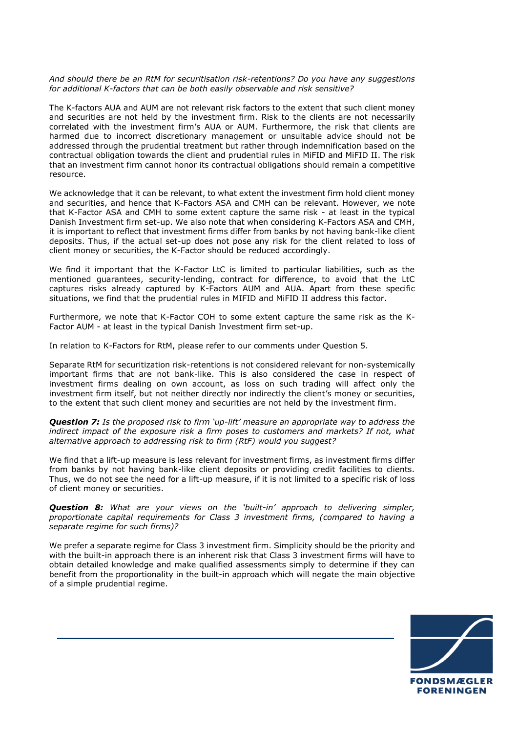*And should there be an RtM for securitisation risk-retentions? Do you have any suggestions for additional K-factors that can be both easily observable and risk sensitive?*

The K-factors AUA and AUM are not relevant risk factors to the extent that such client money and securities are not held by the investment firm. Risk to the clients are not necessarily correlated with the investment firm's AUA or AUM. Furthermore, the risk that clients are harmed due to incorrect discretionary management or unsuitable advice should not be addressed through the prudential treatment but rather through indemnification based on the contractual obligation towards the client and prudential rules in MiFID and MiFID II. The risk that an investment firm cannot honor its contractual obligations should remain a competitive resource.

We acknowledge that it can be relevant, to what extent the investment firm hold client money and securities, and hence that K-Factors ASA and CMH can be relevant. However, we note that K-Factor ASA and CMH to some extent capture the same risk - at least in the typical Danish Investment firm set-up. We also note that when considering K-Factors ASA and CMH, it is important to reflect that investment firms differ from banks by not having bank-like client deposits. Thus, if the actual set-up does not pose any risk for the client related to loss of client money or securities, the K-Factor should be reduced accordingly.

We find it important that the K-Factor LtC is limited to particular liabilities, such as the mentioned guarantees, security-lending, contract for difference, to avoid that the LtC captures risks already captured by K-Factors AUM and AUA. Apart from these specific situations, we find that the prudential rules in MIFID and MiFID II address this factor.

Furthermore, we note that K-Factor COH to some extent capture the same risk as the K-Factor AUM - at least in the typical Danish Investment firm set-up.

In relation to K-Factors for RtM, please refer to our comments under Question 5.

Separate RtM for securitization risk-retentions is not considered relevant for non-systemically important firms that are not bank-like. This is also considered the case in respect of investment firms dealing on own account, as loss on such trading will affect only the investment firm itself, but not neither directly nor indirectly the client's money or securities, to the extent that such client money and securities are not held by the investment firm.

***Question 7:*** *Is the proposed risk to firm 'up-lift' measure an appropriate way to address the indirect impact of the exposure risk a firm poses to customers and markets? If not, what alternative approach to addressing risk to firm (RtF) would you suggest?*

We find that a lift-up measure is less relevant for investment firms, as investment firms differ from banks by not having bank-like client deposits or providing credit facilities to clients. Thus, we do not see the need for a lift-up measure, if it is not limited to a specific risk of loss of client money or securities.

***Question 8:*** *What are your views on the 'built-in' approach to delivering simpler, proportionate capital requirements for Class 3 investment firms, (compared to having a separate regime for such firms)?*

We prefer a separate regime for Class 3 investment firm. Simplicity should be the priority and with the built-in approach there is an inherent risk that Class 3 investment firms will have to obtain detailed knowledge and make qualified assessments simply to determine if they can benefit from the proportionality in the built-in approach which will negate the main objective of a simple prudential regime.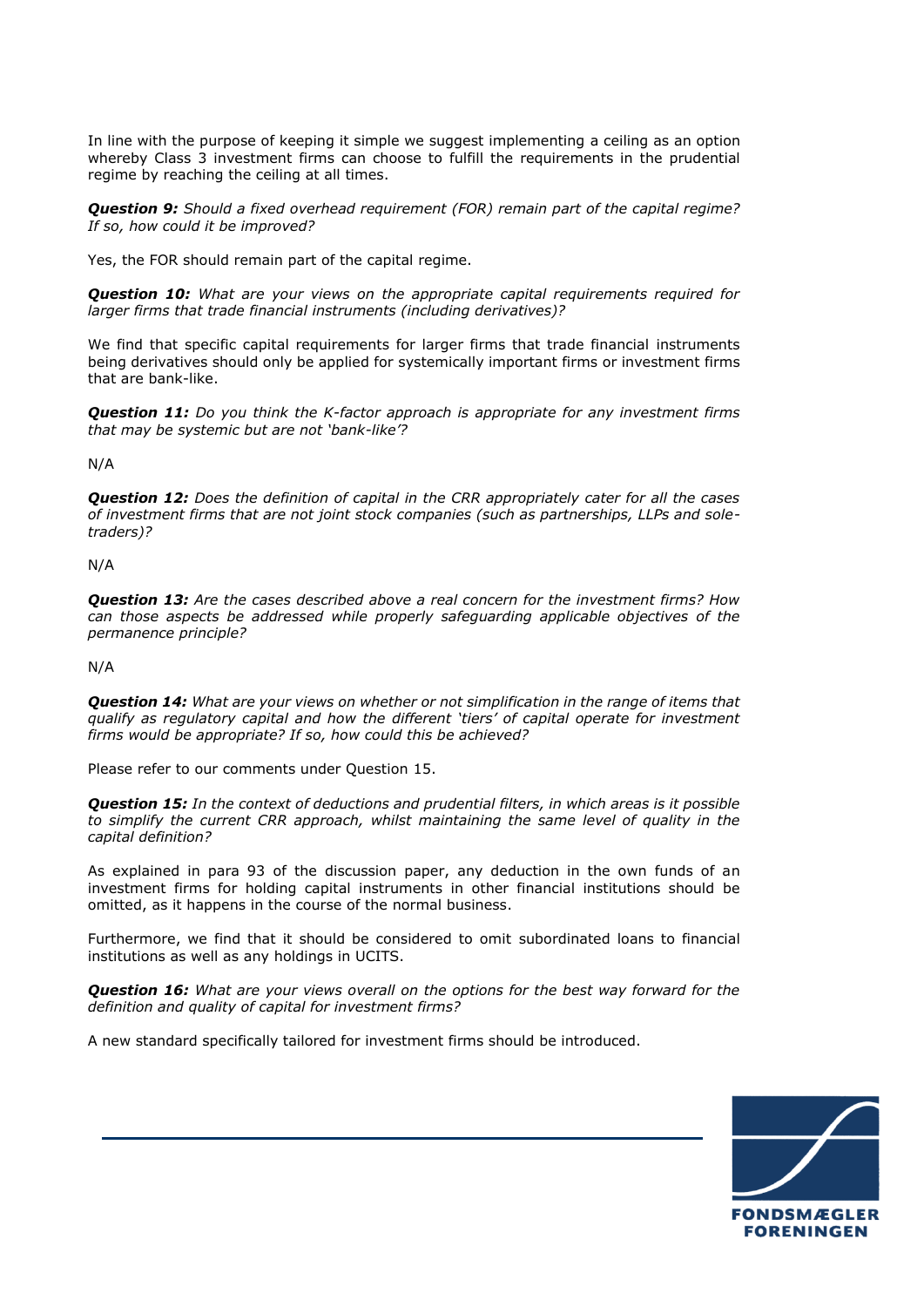In line with the purpose of keeping it simple we suggest implementing a ceiling as an option whereby Class 3 investment firms can choose to fulfill the requirements in the prudential regime by reaching the ceiling at all times.

***Question 9:*** *Should a fixed overhead requirement (FOR) remain part of the capital regime? If so, how could it be improved?*

Yes, the FOR should remain part of the capital regime.

***Question 10:*** *What are your views on the appropriate capital requirements required for larger firms that trade financial instruments (including derivatives)?*

We find that specific capital requirements for larger firms that trade financial instruments being derivatives should only be applied for systemically important firms or investment firms that are bank-like.

***Question 11:*** *Do you think the K-factor approach is appropriate for any investment firms that may be systemic but are not 'bank-like'?*

N/A

***Question 12:*** *Does the definition of capital in the CRR appropriately cater for all the cases of investment firms that are not joint stock companies (such as partnerships, LLPs and sole-traders)?*

N/A

***Question 13:*** *Are the cases described above a real concern for the investment firms? How can those aspects be addressed while properly safeguarding applicable objectives of the permanence principle?*

N/A

***Question 14:*** *What are your views on whether or not simplification in the range of items that qualify as regulatory capital and how the different 'tiers' of capital operate for investment firms would be appropriate? If so, how could this be achieved?*

Please refer to our comments under Question 15.

***Question 15:*** *In the context of deductions and prudential filters, in which areas is it possible to simplify the current CRR approach, whilst maintaining the same level of quality in the capital definition?*

As explained in para 93 of the discussion paper, any deduction in the own funds of an investment firms for holding capital instruments in other financial institutions should be omitted, as it happens in the course of the normal business.

Furthermore, we find that it should be considered to omit subordinated loans to financial institutions as well as any holdings in UCITS.

***Question 16:*** *What are your views overall on the options for the best way forward for the definition and quality of capital for investment firms?*

A new standard specifically tailored for investment firms should be introduced.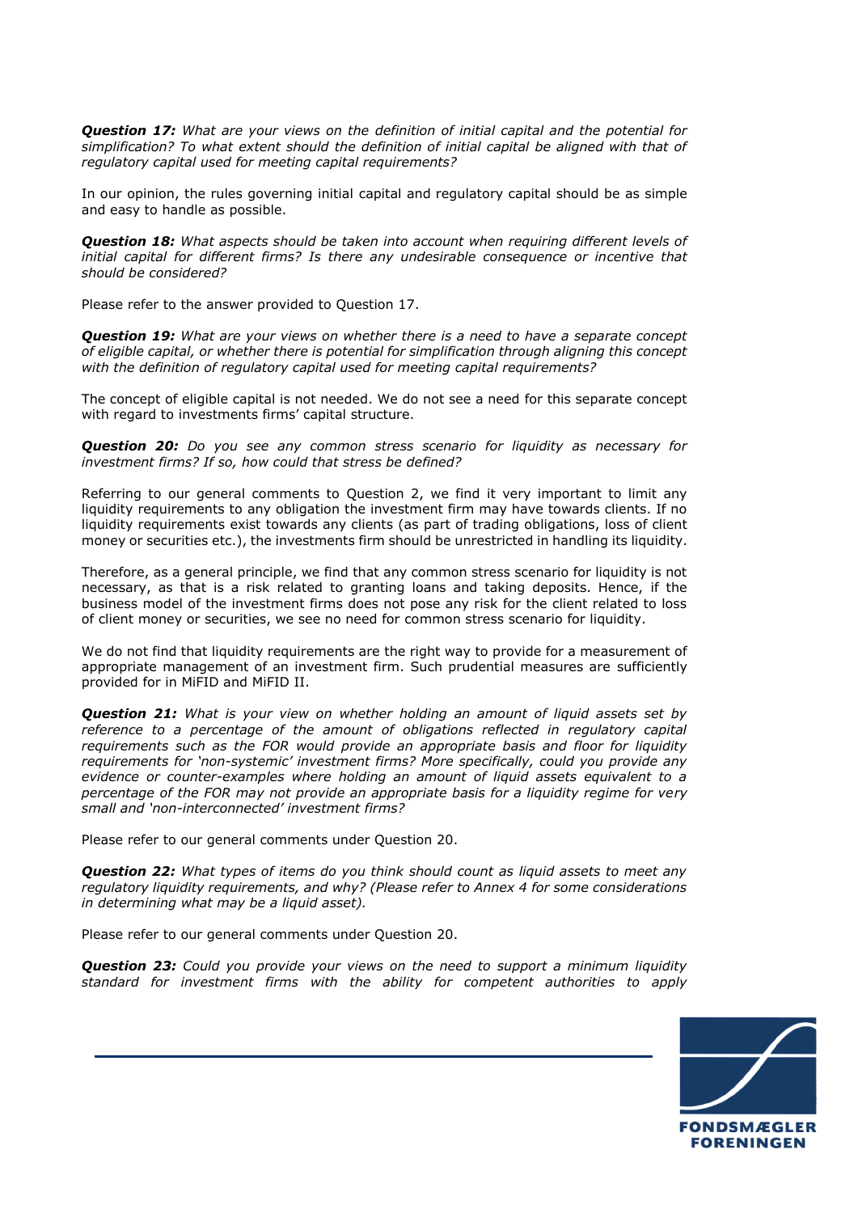***Question 17:*** *What are your views on the definition of initial capital and the potential for simplification? To what extent should the definition of initial capital be aligned with that of regulatory capital used for meeting capital requirements?*

In our opinion, the rules governing initial capital and regulatory capital should be as simple and easy to handle as possible.

***Question 18:*** *What aspects should be taken into account when requiring different levels of initial capital for different firms? Is there any undesirable consequence or incentive that should be considered?*

Please refer to the answer provided to Question 17.

***Question 19:*** *What are your views on whether there is a need to have a separate concept of eligible capital, or whether there is potential for simplification through aligning this concept with the definition of regulatory capital used for meeting capital requirements?*

The concept of eligible capital is not needed. We do not see a need for this separate concept with regard to investments firms' capital structure.

***Question 20:*** *Do you see any common stress scenario for liquidity as necessary for investment firms? If so, how could that stress be defined?*

Referring to our general comments to Question 2, we find it very important to limit any liquidity requirements to any obligation the investment firm may have towards clients. If no liquidity requirements exist towards any clients (as part of trading obligations, loss of client money or securities etc.), the investments firm should be unrestricted in handling its liquidity.

Therefore, as a general principle, we find that any common stress scenario for liquidity is not necessary, as that is a risk related to granting loans and taking deposits. Hence, if the business model of the investment firms does not pose any risk for the client related to loss of client money or securities, we see no need for common stress scenario for liquidity.

We do not find that liquidity requirements are the right way to provide for a measurement of appropriate management of an investment firm. Such prudential measures are sufficiently provided for in MiFID and MiFID II.

***Question 21:*** *What is your view on whether holding an amount of liquid assets set by reference to a percentage of the amount of obligations reflected in regulatory capital requirements such as the FOR would provide an appropriate basis and floor for liquidity requirements for 'non-systemic' investment firms? More specifically, could you provide any evidence or counter-examples where holding an amount of liquid assets equivalent to a percentage of the FOR may not provide an appropriate basis for a liquidity regime for very small and 'non-interconnected' investment firms?*

Please refer to our general comments under Question 20.

***Question 22:*** *What types of items do you think should count as liquid assets to meet any regulatory liquidity requirements, and why? (Please refer to Annex 4 for some considerations in determining what may be a liquid asset).*

Please refer to our general comments under Question 20.

***Question 23:*** *Could you provide your views on the need to support a minimum liquidity standard for investment firms with the ability for competent authorities to apply*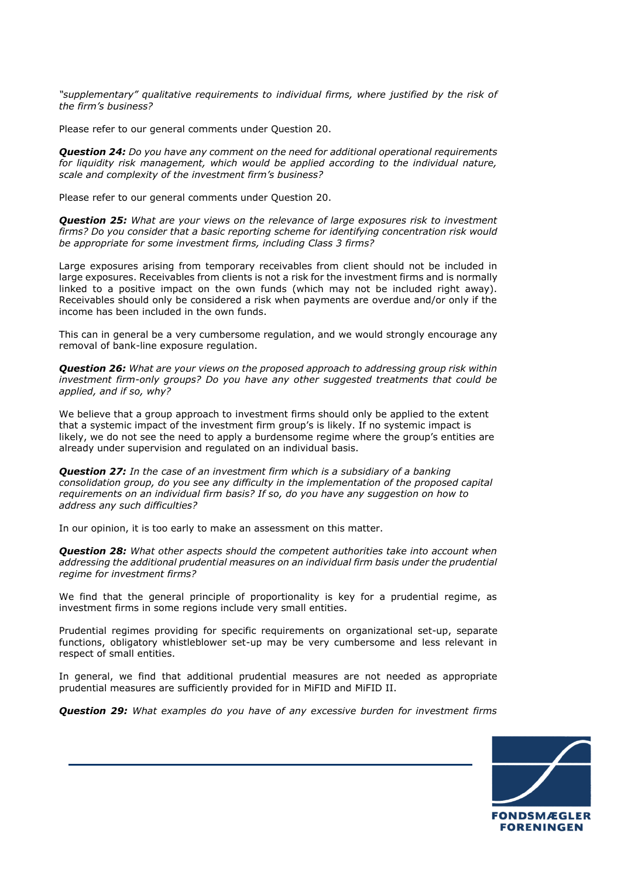*"supplementary" qualitative requirements to individual firms, where justified by the risk of the firm's business?*

Please refer to our general comments under Question 20.

***Question 24:*** *Do you have any comment on the need for additional operational requirements for liquidity risk management, which would be applied according to the individual nature, scale and complexity of the investment firm's business?*

Please refer to our general comments under Question 20.

***Question 25:*** *What are your views on the relevance of large exposures risk to investment firms? Do you consider that a basic reporting scheme for identifying concentration risk would be appropriate for some investment firms, including Class 3 firms?*

Large exposures arising from temporary receivables from client should not be included in large exposures. Receivables from clients is not a risk for the investment firms and is normally linked to a positive impact on the own funds (which may not be included right away). Receivables should only be considered a risk when payments are overdue and/or only if the income has been included in the own funds.

This can in general be a very cumbersome regulation, and we would strongly encourage any removal of bank-line exposure regulation.

***Question 26:*** *What are your views on the proposed approach to addressing group risk within investment firm-only groups? Do you have any other suggested treatments that could be applied, and if so, why?*

We believe that a group approach to investment firms should only be applied to the extent that a systemic impact of the investment firm group's is likely. If no systemic impact is likely, we do not see the need to apply a burdensome regime where the group's entities are already under supervision and regulated on an individual basis.

***Question 27:*** *In the case of an investment firm which is a subsidiary of a banking consolidation group, do you see any difficulty in the implementation of the proposed capital requirements on an individual firm basis? If so, do you have any suggestion on how to address any such difficulties?*

In our opinion, it is too early to make an assessment on this matter.

***Question 28:*** *What other aspects should the competent authorities take into account when addressing the additional prudential measures on an individual firm basis under the prudential regime for investment firms?*

We find that the general principle of proportionality is key for a prudential regime, as investment firms in some regions include very small entities.

Prudential regimes providing for specific requirements on organizational set-up, separate functions, obligatory whistleblower set-up may be very cumbersome and less relevant in respect of small entities.

In general, we find that additional prudential measures are not needed as appropriate prudential measures are sufficiently provided for in MiFID and MiFID II.

***Question 29:*** *What examples do you have of any excessive burden for investment firms*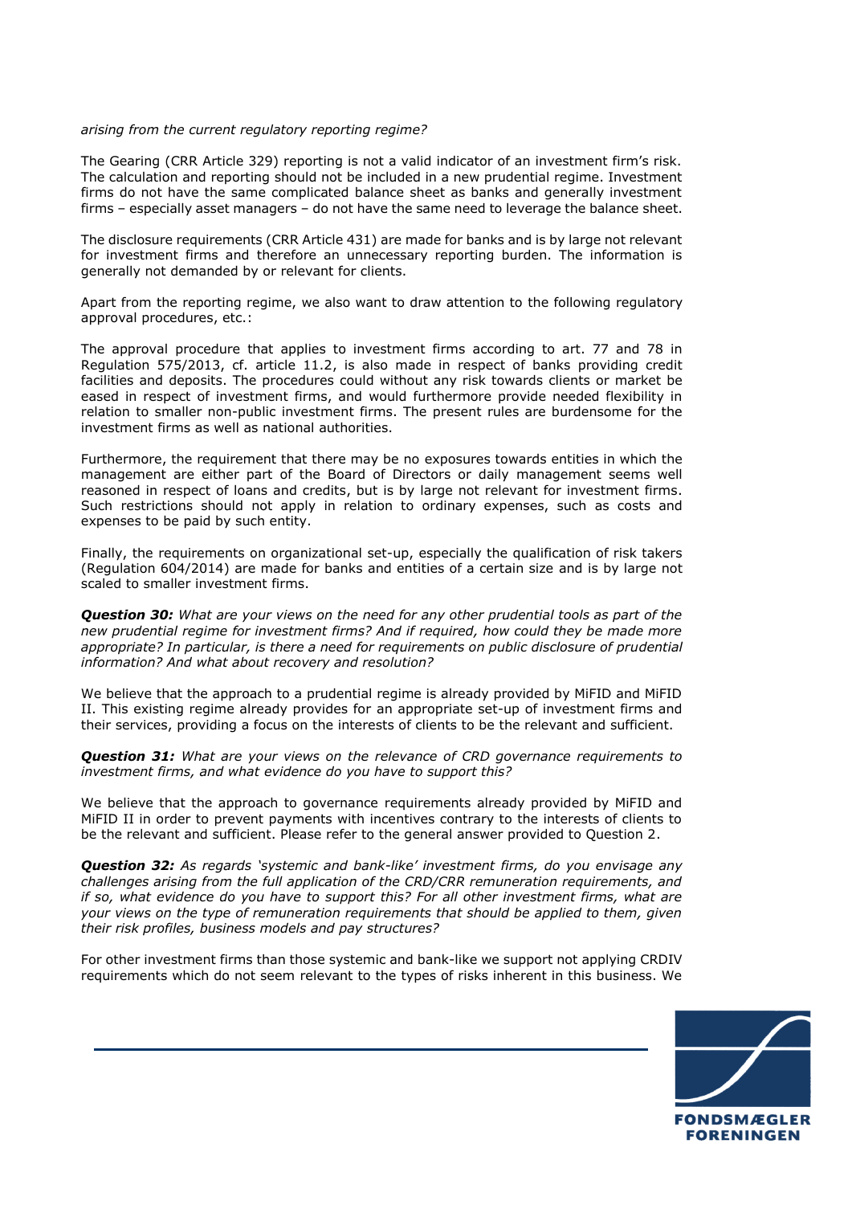*arising from the current regulatory reporting regime?*

The Gearing (CRR Article 329) reporting is not a valid indicator of an investment firm's risk. The calculation and reporting should not be included in a new prudential regime. Investment firms do not have the same complicated balance sheet as banks and generally investment firms – especially asset managers – do not have the same need to leverage the balance sheet.

The disclosure requirements (CRR Article 431) are made for banks and is by large not relevant for investment firms and therefore an unnecessary reporting burden. The information is generally not demanded by or relevant for clients.

Apart from the reporting regime, we also want to draw attention to the following regulatory approval procedures, etc.:

The approval procedure that applies to investment firms according to art. 77 and 78 in Regulation 575/2013, cf. article 11.2, is also made in respect of banks providing credit facilities and deposits. The procedures could without any risk towards clients or market be eased in respect of investment firms, and would furthermore provide needed flexibility in relation to smaller non-public investment firms. The present rules are burdensome for the investment firms as well as national authorities.

Furthermore, the requirement that there may be no exposures towards entities in which the management are either part of the Board of Directors or daily management seems well reasoned in respect of loans and credits, but is by large not relevant for investment firms. Such restrictions should not apply in relation to ordinary expenses, such as costs and expenses to be paid by such entity.

Finally, the requirements on organizational set-up, especially the qualification of risk takers (Regulation 604/2014) are made for banks and entities of a certain size and is by large not scaled to smaller investment firms.

***Question 30:*** *What are your views on the need for any other prudential tools as part of the new prudential regime for investment firms? And if required, how could they be made more appropriate? In particular, is there a need for requirements on public disclosure of prudential information? And what about recovery and resolution?*

We believe that the approach to a prudential regime is already provided by MiFID and MiFID II. This existing regime already provides for an appropriate set-up of investment firms and their services, providing a focus on the interests of clients to be the relevant and sufficient.

***Question 31:*** *What are your views on the relevance of CRD governance requirements to investment firms, and what evidence do you have to support this?*

We believe that the approach to governance requirements already provided by MiFID and MiFID II in order to prevent payments with incentives contrary to the interests of clients to be the relevant and sufficient. Please refer to the general answer provided to Question 2.

***Question 32:*** *As regards 'systemic and bank-like' investment firms, do you envisage any challenges arising from the full application of the CRD/CRR remuneration requirements, and if so, what evidence do you have to support this? For all other investment firms, what are your views on the type of remuneration requirements that should be applied to them, given their risk profiles, business models and pay structures?*

For other investment firms than those systemic and bank-like we support not applying CRDIV requirements which do not seem relevant to the types of risks inherent in this business. We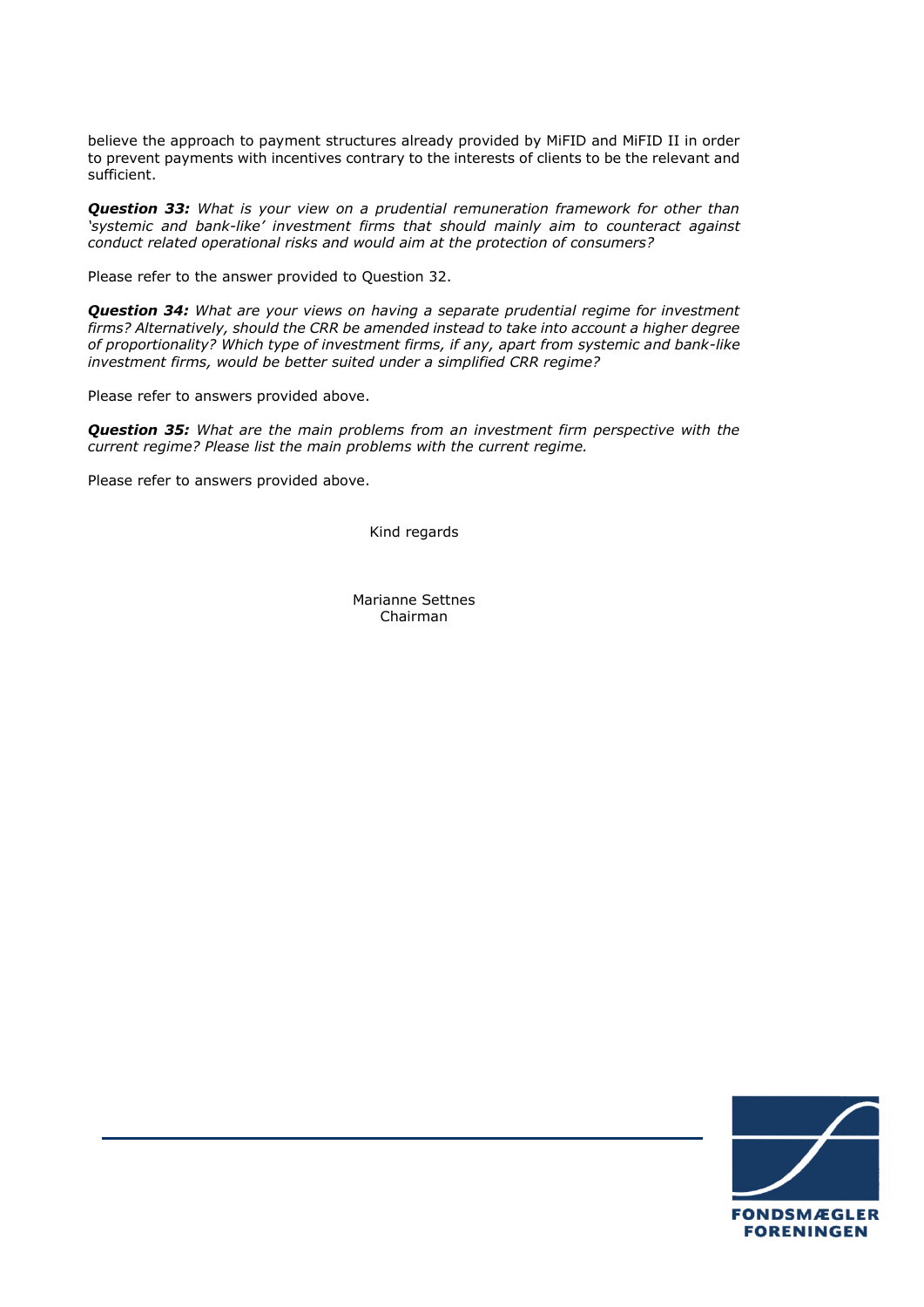believe the approach to payment structures already provided by MiFID and MiFID II in order to prevent payments with incentives contrary to the interests of clients to be the relevant and sufficient.

***Question 33:*** *What is your view on a prudential remuneration framework for other than 'systemic and bank-like' investment firms that should mainly aim to counteract against conduct related operational risks and would aim at the protection of consumers?*

Please refer to the answer provided to Question 32.

***Question 34:*** *What are your views on having a separate prudential regime for investment firms? Alternatively, should the CRR be amended instead to take into account a higher degree of proportionality? Which type of investment firms, if any, apart from systemic and bank-like investment firms, would be better suited under a simplified CRR regime?*

Please refer to answers provided above.

***Question 35:*** *What are the main problems from an investment firm perspective with the current regime? Please list the main problems with the current regime.*

Please refer to answers provided above.

Kind regards

Marianne Settnes
Chairman

FONDSMÆGLER FORENINGEN